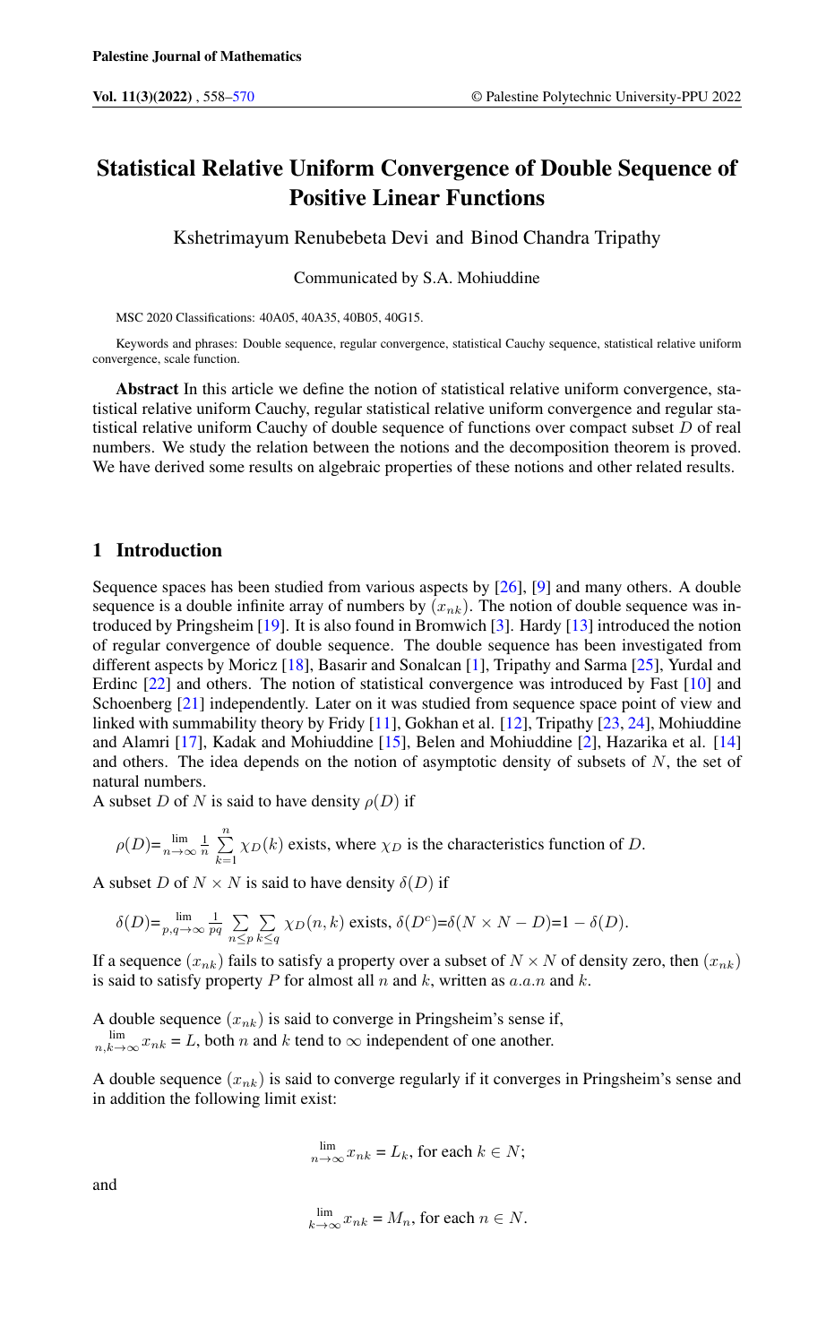# Statistical Relative Uniform Convergence of Double Sequence of Positive Linear Functions

Kshetrimayum Renubebeta Devi and Binod Chandra Tripathy

Communicated by S.A. Mohiuddine

MSC 2020 Classifications: 40A05, 40A35, 40B05, 40G15.

Keywords and phrases: Double sequence, regular convergence, statistical Cauchy sequence, statistical relative uniform convergence, scale function.

**Abstract** In this article we define the notion of statistical relative uniform convergence, statistical relative uniform Cauchy, regular statistical relative uniform convergence and regular statistical relative uniform Cauchy of double sequence of functions over compact subset $D$ of real numbers. We study the relation between the notions and the decomposition theorem is proved. We have derived some results on algebraic properties of these notions and other related results.

## 1 Introduction

Sequence spaces has been studied from various aspects by [26], [9] and many others. A double sequence is a double infinite array of numbers by $(x_{nk})$. The notion of double sequence was introduced by Pringsheim [19]. It is also found in Bromwich [3]. Hardy [13] introduced the notion of regular convergence of double sequence. The double sequence has been investigated from different aspects by Moricz [18], Basarir and Sonalcan [1], Tripathy and Sarma [25], Yurdal and Erdinc [22] and others. The notion of statistical convergence was introduced by Fast [10] and Schoenberg [21] independently. Later on it was studied from sequence space point of view and linked with summability theory by Fridy [11], Gokhan et al. [12], Tripathy [23, 24], Mohiuddine and Alamri [17], Kadak and Mohiuddine [15], Belen and Mohiuddine [2], Hazarika et al. [14] and others. The idea depends on the notion of asymptotic density of subsets of $N$, the set of natural numbers.

A subset $D$ of $N$ is said to have density $\rho(D)$ if

$$\rho(D)=\lim_{n\to\infty}\frac{1}{n}\sum_{k=1}^{n}\chi_D(k) \text{ exists, where } \chi_D \text{ is the characteristics function of } D.$$

A subset $D$ of $N\times N$ is said to have density $\delta(D)$ if

$$\delta(D)=\lim_{p,q\to\infty}\frac{1}{pq}\sum_{n\leq p}\sum_{k\leq q}\chi_D(n,k) \text{ exists, } \delta(D^c)=\delta(N\times N-D)=1-\delta(D).$$

If a sequence $(x_{nk})$ fails to satisfy a property over a subset of $N\times N$ of density zero, then $(x_{nk})$ is said to satisfy property $P$ for almost all $n$ and $k$, written as $a.a.n$ and $k$.

A double sequence $(x_{nk})$ is said to converge in Pringsheim's sense if,
$\lim_{n,k\to\infty}x_{nk}=L$, both $n$ and $k$ tend to $\infty$ independent of one another.

A double sequence $(x_{nk})$ is said to converge regularly if it converges in Pringsheim's sense and in addition the following limit exist:

$$\lim_{n\to\infty}x_{nk}=L_k, \text{ for each } k\in N;$$

and

$$\lim_{k\to\infty}x_{nk}=M_n, \text{ for each } n\in N.$$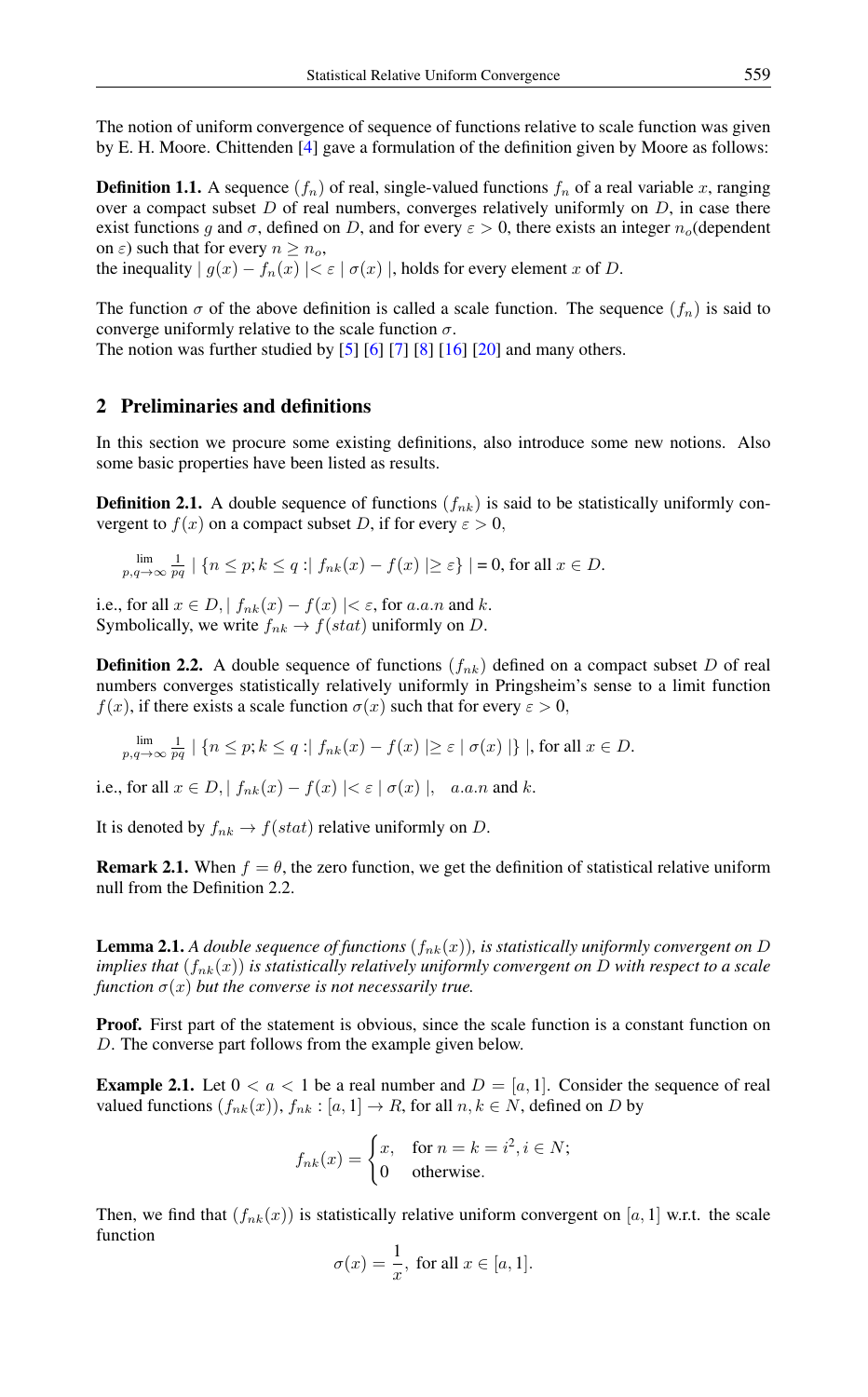The notion of uniform convergence of sequence of functions relative to scale function was given by E. H. Moore. Chittenden [4] gave a formulation of the definition given by Moore as follows:

**Definition 1.1.** A sequence $(f_n)$ of real, single-valued functions $f_n$ of a real variable $x$, ranging over a compact subset $D$ of real numbers, converges relatively uniformly on $D$, in case there exist functions $g$ and $\sigma$, defined on $D$, and for every $\varepsilon > 0$, there exists an integer $n_o$(dependent on $\varepsilon$) such that for every $n \geq n_o$,
the inequality $| g(x) - f_n(x) | < \varepsilon | \sigma(x) |$, holds for every element $x$ of $D$.

The function $\sigma$ of the above definition is called a scale function. The sequence $(f_n)$ is said to converge uniformly relative to the scale function $\sigma$.
The notion was further studied by [5] [6] [7] [8] [16] [20] and many others.

## 2 Preliminaries and definitions

In this section we procure some existing definitions, also introduce some new notions. Also some basic properties have been listed as results.

**Definition 2.1.** A double sequence of functions $(f_{nk})$ is said to be statistically uniformly convergent to $f(x)$ on a compact subset $D$, if for every $\varepsilon > 0$,

$$\lim_{p,q\to\infty} \frac{1}{pq} \; | \{ n \leq p; k \leq q : | f_{nk}(x) - f(x) | \geq \varepsilon \} | = 0, \text{ for all } x \in D.$$

i.e., for all $x \in D, | f_{nk}(x) - f(x) | < \varepsilon$, for $a.a.n$ and $k$.
Symbolically, we write $f_{nk} \to f(stat)$ uniformly on $D$.

**Definition 2.2.** A double sequence of functions $(f_{nk})$ defined on a compact subset $D$ of real numbers converges statistically relatively uniformly in Pringsheim's sense to a limit function $f(x)$, if there exists a scale function $\sigma(x)$ such that for every $\varepsilon > 0$,

$$\lim_{p,q\to\infty} \frac{1}{pq} \; | \{ n \leq p; k \leq q : | f_{nk}(x) - f(x) | \geq \varepsilon | \sigma(x) | \} |, \text{ for all } x \in D.$$

i.e., for all $x \in D, | f_{nk}(x) - f(x) | < \varepsilon | \sigma(x) |, \quad a.a.n$ and $k$.

It is denoted by $f_{nk} \to f(stat)$ relative uniformly on $D$.

**Remark 2.1.** When $f = \theta$, the zero function, we get the definition of statistical relative uniform null from the Definition 2.2.

**Lemma 2.1.** *A double sequence of functions $(f_{nk}(x))$, is statistically uniformly convergent on $D$ implies that $(f_{nk}(x))$ is statistically relatively uniformly convergent on $D$ with respect to a scale function $\sigma(x)$ but the converse is not necessarily true.*

**Proof.** First part of the statement is obvious, since the scale function is a constant function on $D$. The converse part follows from the example given below.

**Example 2.1.** Let $0 < a < 1$ be a real number and $D = [a, 1]$. Consider the sequence of real valued functions $(f_{nk}(x))$, $f_{nk} : [a, 1] \to R$, for all $n, k \in N$, defined on $D$ by

$$f_{nk}(x) = \begin{cases} x, & \text{for } n = k = i^2, i \in N; \\ 0 & \text{otherwise.} \end{cases}$$

Then, we find that $(f_{nk}(x))$ is statistically relative uniform convergent on $[a, 1]$ w.r.t. the scale function

$$\sigma(x) = \frac{1}{x}, \text{ for all } x \in [a, 1].$$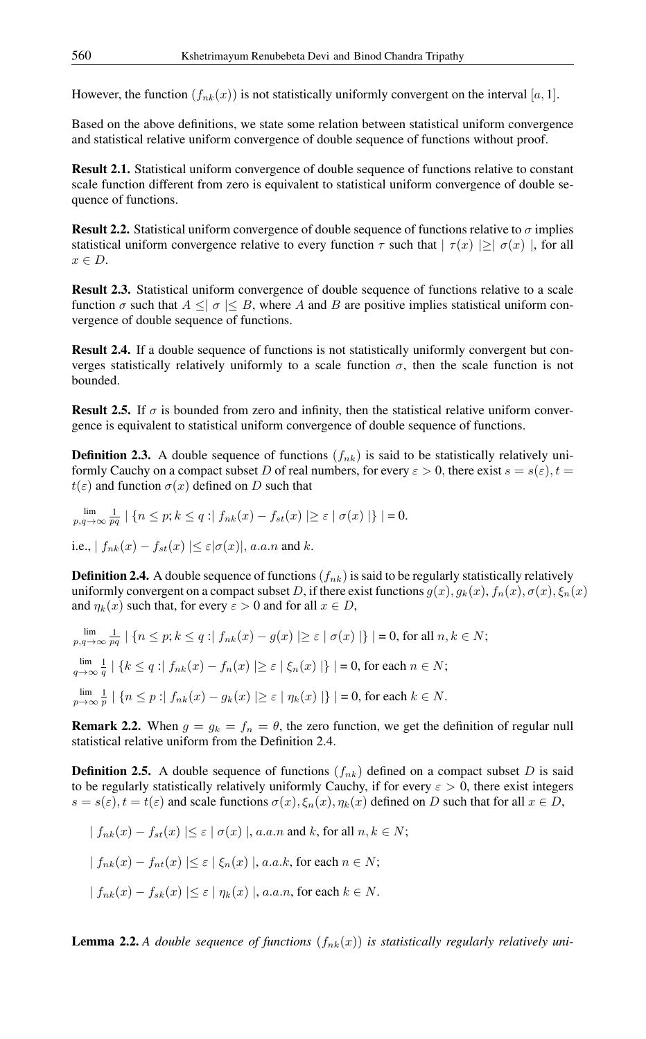However, the function $(f_{nk}(x))$ is not statistically uniformly convergent on the interval $[a, 1]$.

Based on the above definitions, we state some relation between statistical uniform convergence and statistical relative uniform convergence of double sequence of functions without proof.

**Result 2.1.** Statistical uniform convergence of double sequence of functions relative to constant scale function different from zero is equivalent to statistical uniform convergence of double sequence of functions.

**Result 2.2.** Statistical uniform convergence of double sequence of functions relative to $\sigma$ implies statistical uniform convergence relative to every function $\tau$ such that $| \tau(x) | \geq | \sigma(x) |$, for all $x \in D$.

**Result 2.3.** Statistical uniform convergence of double sequence of functions relative to a scale function $\sigma$ such that $A \leq | \sigma | \leq B$, where $A$ and $B$ are positive implies statistical uniform convergence of double sequence of functions.

**Result 2.4.** If a double sequence of functions is not statistically uniformly convergent but converges statistically relatively uniformly to a scale function $\sigma$, then the scale function is not bounded.

**Result 2.5.** If $\sigma$ is bounded from zero and infinity, then the statistical relative uniform convergence is equivalent to statistical uniform convergence of double sequence of functions.

**Definition 2.3.** A double sequence of functions $(f_{nk})$ is said to be statistically relatively uniformly Cauchy on a compact subset $D$ of real numbers, for every $\varepsilon > 0$, there exist $s = s(\varepsilon), t = t(\varepsilon)$ and function $\sigma(x)$ defined on $D$ such that

$$\lim_{p,q \to \infty} \frac{1}{pq} \mid \{n \leq p; k \leq q : \mid f_{nk}(x) - f_{st}(x) \mid \geq \varepsilon \mid \sigma(x) \mid\} \mid = 0.$$

i.e., $| f_{nk}(x) - f_{st}(x) | \leq \varepsilon |\sigma(x)|$, $a.a.n$ and $k$.

**Definition 2.4.** A double sequence of functions $(f_{nk})$ is said to be regularly statistically relatively uniformly convergent on a compact subset $D$, if there exist functions $g(x), g_k(x), f_n(x), \sigma(x), \xi_n(x)$ and $\eta_k(x)$ such that, for every $\varepsilon > 0$ and for all $x \in D$,

$$\lim_{p,q \to \infty} \frac{1}{pq} \mid \{n \leq p; k \leq q : \mid f_{nk}(x) - g(x) \mid \geq \varepsilon \mid \sigma(x) \mid\} \mid = 0, \text{ for all } n, k \in N;$$

$$\lim_{q \to \infty} \frac{1}{q} \mid \{k \leq q : \mid f_{nk}(x) - f_n(x) \mid \geq \varepsilon \mid \xi_n(x) \mid\} \mid = 0, \text{ for each } n \in N;$$

$$\lim_{p \to \infty} \frac{1}{p} \mid \{n \leq p : \mid f_{nk}(x) - g_k(x) \mid \geq \varepsilon \mid \eta_k(x) \mid\} \mid = 0, \text{ for each } k \in N.$$

**Remark 2.2.** When $g = g_k = f_n = \theta$, the zero function, we get the definition of regular null statistical relative uniform from the Definition 2.4.

**Definition 2.5.** A double sequence of functions $(f_{nk})$ defined on a compact subset $D$ is said to be regularly statistically relatively uniformly Cauchy, if for every $\varepsilon > 0$, there exist integers $s = s(\varepsilon), t = t(\varepsilon)$ and scale functions $\sigma(x), \xi_n(x), \eta_k(x)$ defined on $D$ such that for all $x \in D$,

$| f_{nk}(x) - f_{st}(x) | \leq \varepsilon | \sigma(x) |$, $a.a.n$ and $k$, for all $n, k \in N$;

$| f_{nk}(x) - f_{nt}(x) | \leq \varepsilon | \xi_n(x) |$, $a.a.k$, for each $n \in N$;

$| f_{nk}(x) - f_{sk}(x) | \leq \varepsilon | \eta_k(x) |$, $a.a.n$, for each $k \in N$.

**Lemma 2.2.** *A double sequence of functions $(f_{nk}(x))$ is statistically regularly relatively uni-*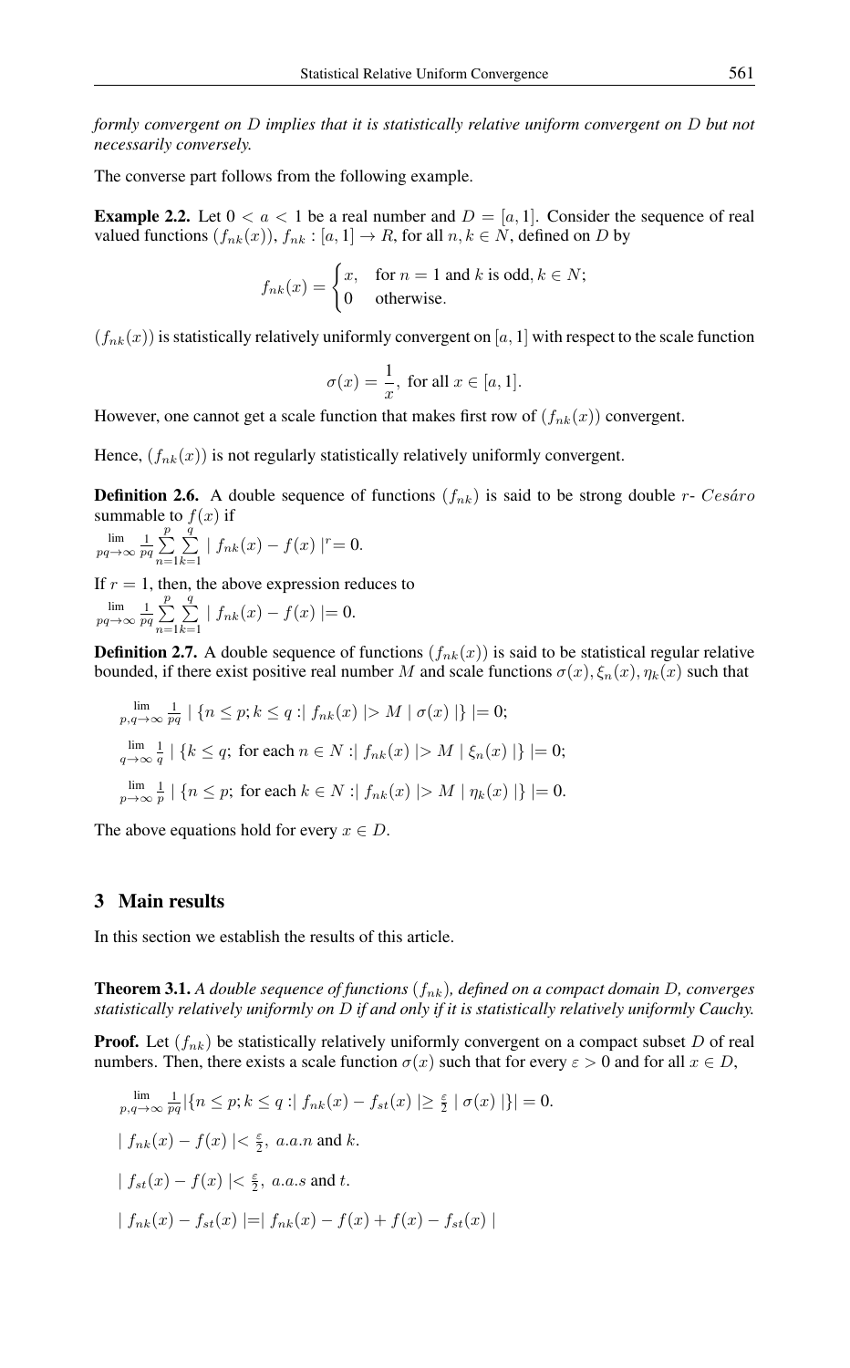*formly convergent on $D$ implies that it is statistically relative uniform convergent on $D$ but not necessarily conversely.*

The converse part follows from the following example.

**Example 2.2.** Let $0 < a < 1$ be a real number and $D = [a, 1]$. Consider the sequence of real valued functions $(f_{nk}(x))$, $f_{nk} : [a, 1] \to R$, for all $n, k \in N$, defined on $D$ by

$$f_{nk}(x) = \begin{cases} x, & \text{for } n = 1 \text{ and } k \text{ is odd}, k \in N; \\ 0 & \text{otherwise}. \end{cases}$$

$(f_{nk}(x))$ is statistically relatively uniformly convergent on $[a, 1]$ with respect to the scale function

$$\sigma(x) = \frac{1}{x}, \text{ for all } x \in [a, 1].$$

However, one cannot get a scale function that makes first row of $(f_{nk}(x))$ convergent.

Hence, $(f_{nk}(x))$ is not regularly statistically relatively uniformly convergent.

**Definition 2.6.** A double sequence of functions $(f_{nk})$ is said to be strong double $r$- *Cesáro* summable to $f(x)$ if

$\lim_{pq\to\infty} \frac{1}{pq} \sum_{n=1}^{p} \sum_{k=1}^{q} \mid f_{nk}(x) - f(x) \mid^r = 0.$

If $r = 1$, then, the above expression reduces to

$\lim_{pq\to\infty} \frac{1}{pq} \sum_{n=1}^{p} \sum_{k=1}^{q} \mid f_{nk}(x) - f(x) \mid = 0.$

**Definition 2.7.** A double sequence of functions $(f_{nk}(x))$ is said to be statistical regular relative bounded, if there exist positive real number $M$ and scale functions $\sigma(x), \xi_n(x), \eta_k(x)$ such that

$\lim_{p,q\to\infty} \frac{1}{pq} \mid \{n \le p; k \le q : \mid f_{nk}(x) \mid > M \mid \sigma(x) \mid\} \mid = 0;$

$\lim_{q\to\infty} \frac{1}{q} \mid \{k \le q; \text{ for each } n \in N : \mid f_{nk}(x) \mid > M \mid \xi_n(x) \mid\} \mid = 0;$

$\lim_{p\to\infty} \frac{1}{p} \mid \{n \le p; \text{ for each } k \in N : \mid f_{nk}(x) \mid > M \mid \eta_k(x) \mid\} \mid = 0.$

The above equations hold for every $x \in D$.

## 3 Main results

In this section we establish the results of this article.

**Theorem 3.1.** *A double sequence of functions $(f_{nk})$, defined on a compact domain $D$, converges statistically relatively uniformly on $D$ if and only if it is statistically relatively uniformly Cauchy.*

**Proof.** Let $(f_{nk})$ be statistically relatively uniformly convergent on a compact subset $D$ of real numbers. Then, there exists a scale function $\sigma(x)$ such that for every $\varepsilon > 0$ and for all $x \in D$,

$\lim_{p,q\to\infty} \frac{1}{pq} |\{n \le p; k \le q : \mid f_{nk}(x) - f_{st}(x) \mid \ge \frac{\varepsilon}{2} \mid \sigma(x) \mid\}| = 0.$

$\mid f_{nk}(x) - f(x) \mid < \frac{\varepsilon}{2},\ a.a.n$ and $k$.

$\mid f_{st}(x) - f(x) \mid < \frac{\varepsilon}{2},\ a.a.s$ and $t$.

$\mid f_{nk}(x) - f_{st}(x) \mid = \mid f_{nk}(x) - f(x) + f(x) - f_{st}(x) \mid$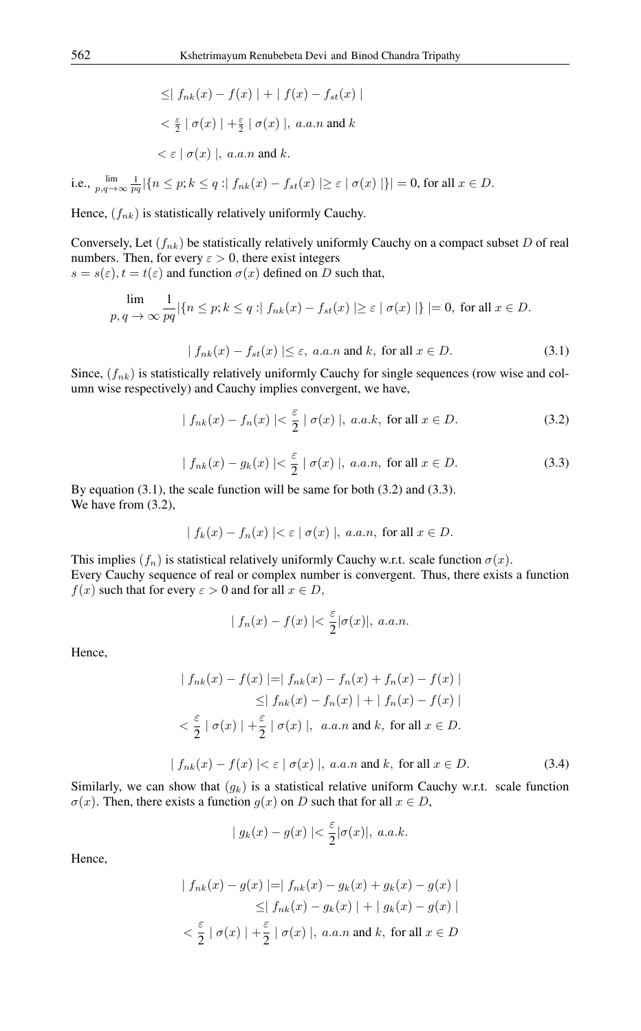$$\leq \mid f_{nk}(x) - f(x) \mid + \mid f(x) - f_{st}(x) \mid$$

$$< \tfrac{\varepsilon}{2} \mid \sigma(x) \mid + \tfrac{\varepsilon}{2} \mid \sigma(x) \mid, \ a.a.n \text{ and } k$$

$$< \varepsilon \mid \sigma(x) \mid, \ a.a.n \text{ and } k.$$

i.e., $\lim_{p,q\to\infty} \frac{1}{pq}|\{n \leq p; k \leq q :| f_{nk}(x) - f_{st}(x) | \geq \varepsilon \mid \sigma(x) \mid\}| = 0$, for all $x \in D$.

Hence, $(f_{nk})$ is statistically relatively uniformly Cauchy.

Conversely, Let $(f_{nk})$ be statistically relatively uniformly Cauchy on a compact subset $D$ of real numbers. Then, for every $\varepsilon > 0$, there exist integers
$s = s(\varepsilon), t = t(\varepsilon)$ and function $\sigma(x)$ defined on $D$ such that,

$$\lim_{p,q\to\infty} \frac{1}{pq}|\{n \leq p; k \leq q :| f_{nk}(x) - f_{st}(x) | \geq \varepsilon \mid \sigma(x) \mid\} |= 0, \text{ for all } x \in D.$$

$$| f_{nk}(x) - f_{st}(x) | \leq \varepsilon, \ a.a.n \text{ and } k, \text{ for all } x \in D. \tag{3.1}$$

Since, $(f_{nk})$ is statistically relatively uniformly Cauchy for single sequences (row wise and column wise respectively) and Cauchy implies convergent, we have,

$$| f_{nk}(x) - f_n(x) | < \frac{\varepsilon}{2} \mid \sigma(x) \mid, \ a.a.k, \text{ for all } x \in D. \tag{3.2}$$

$$| f_{nk}(x) - g_k(x) | < \frac{\varepsilon}{2} \mid \sigma(x) \mid, \ a.a.n, \text{ for all } x \in D. \tag{3.3}$$

By equation (3.1), the scale function will be same for both (3.2) and (3.3).
We have from (3.2),

$$| f_k(x) - f_n(x) | < \varepsilon \mid \sigma(x) \mid, \ a.a.n, \text{ for all } x \in D.$$

This implies $(f_n)$ is statistical relatively uniformly Cauchy w.r.t. scale function $\sigma(x)$.
Every Cauchy sequence of real or complex number is convergent. Thus, there exists a function $f(x)$ such that for every $\varepsilon > 0$ and for all $x \in D$,

$$| f_n(x) - f(x) | < \frac{\varepsilon}{2}|\sigma(x)|, \ a.a.n.$$

Hence,

$$\begin{aligned} | f_{nk}(x) - f(x) | &= | f_{nk}(x) - f_n(x) + f_n(x) - f(x) | \\ &\leq | f_{nk}(x) - f_n(x) | + | f_n(x) - f(x) | \\ &< \frac{\varepsilon}{2} \mid \sigma(x) \mid + \frac{\varepsilon}{2} \mid \sigma(x) \mid, \ \ a.a.n \text{ and } k, \text{ for all } x \in D. \end{aligned}$$

$$| f_{nk}(x) - f(x) | < \varepsilon \mid \sigma(x) \mid, \ a.a.n \text{ and } k, \text{ for all } x \in D. \tag{3.4}$$

Similarly, we can show that $(g_k)$ is a statistical relative uniform Cauchy w.r.t. scale function $\sigma(x)$. Then, there exists a function $g(x)$ on $D$ such that for all $x \in D$,

$$| g_k(x) - g(x) | < \frac{\varepsilon}{2}|\sigma(x)|, \ a.a.k.$$

Hence,

$$\begin{aligned} | f_{nk}(x) - g(x) | &= | f_{nk}(x) - g_k(x) + g_k(x) - g(x) | \\ &\leq | f_{nk}(x) - g_k(x) | + | g_k(x) - g(x) | \\ &< \frac{\varepsilon}{2} \mid \sigma(x) \mid + \frac{\varepsilon}{2} \mid \sigma(x) \mid, \ a.a.n \text{ and } k, \text{ for all } x \in D \end{aligned}$$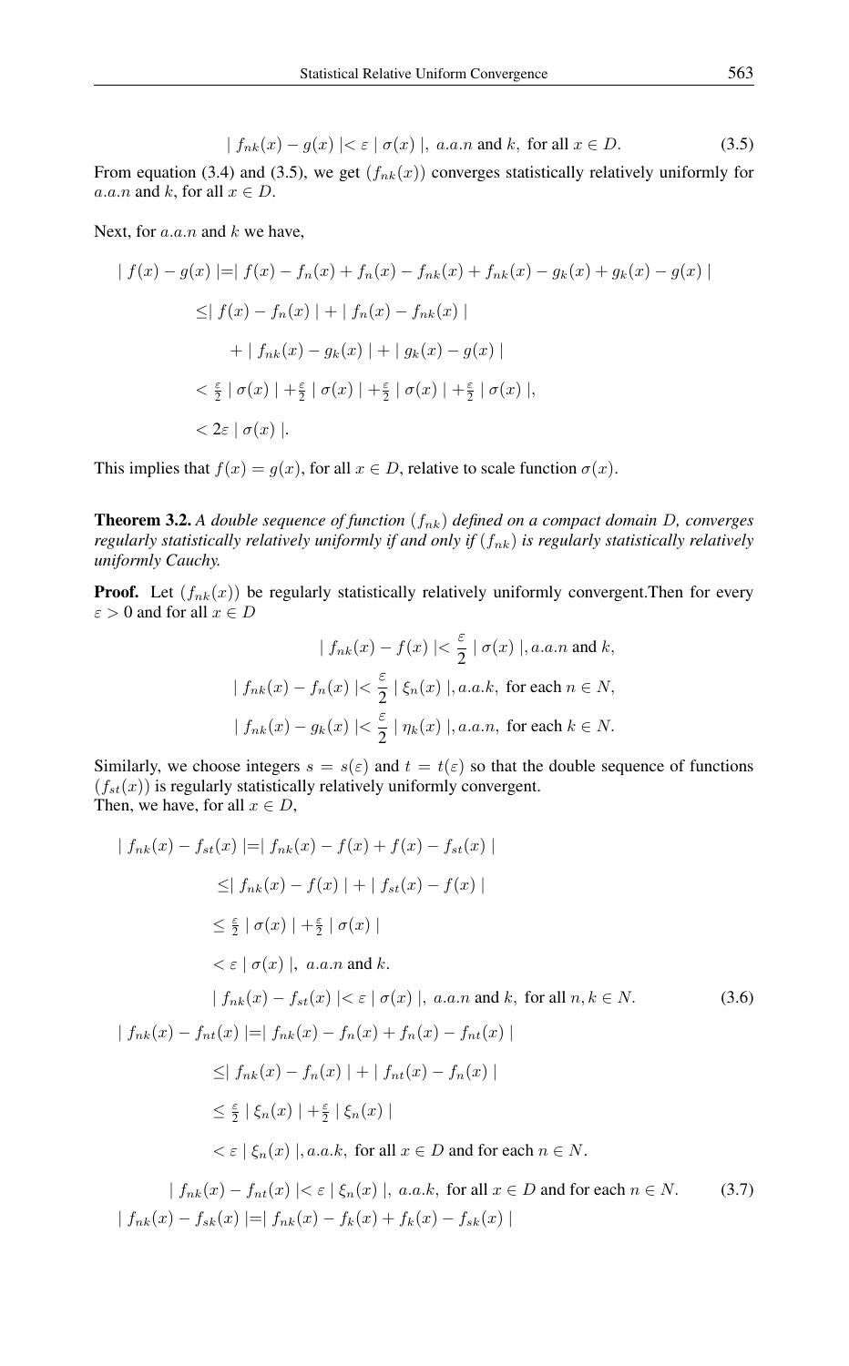$$| f_{nk}(x) - g(x) | < \varepsilon \mid \sigma(x) \mid, \ a.a.n \text{ and } k, \text{ for all } x \in D. \tag{3.5}$$

From equation (3.4) and (3.5), we get $(f_{nk}(x))$ converges statistically relatively uniformly for $a.a.n$ and $k$, for all $x \in D$.

Next, for $a.a.n$ and $k$ we have,

$$\begin{aligned}
| f(x) - g(x) | &= | f(x) - f_n(x) + f_n(x) - f_{nk}(x) + f_{nk}(x) - g_k(x) + g_k(x) - g(x) | \\
&\leq | f(x) - f_n(x) | + | f_n(x) - f_{nk}(x) | \\
&\quad + | f_{nk}(x) - g_k(x) | + | g_k(x) - g(x) | \\
&< \tfrac{\varepsilon}{2} \mid \sigma(x) \mid + \tfrac{\varepsilon}{2} \mid \sigma(x) \mid + \tfrac{\varepsilon}{2} \mid \sigma(x) \mid + \tfrac{\varepsilon}{2} \mid \sigma(x) \mid, \\
&< 2\varepsilon \mid \sigma(x) \mid.
\end{aligned}$$

This implies that $f(x) = g(x)$, for all $x \in D$, relative to scale function $\sigma(x)$.

**Theorem 3.2.** *A double sequence of function $(f_{nk})$ defined on a compact domain $D$, converges regularly statistically relatively uniformly if and only if $(f_{nk})$ is regularly statistically relatively uniformly Cauchy.*

**Proof.** Let $(f_{nk}(x))$ be regularly statistically relatively uniformly convergent.Then for every $\varepsilon > 0$ and for all $x \in D$

$$| f_{nk}(x) - f(x) | < \frac{\varepsilon}{2} \mid \sigma(x) \mid, a.a.n \text{ and } k,$$

$$| f_{nk}(x) - f_n(x) | < \frac{\varepsilon}{2} \mid \xi_n(x) \mid, a.a.k, \text{ for each } n \in N,$$

$$| f_{nk}(x) - g_k(x) | < \frac{\varepsilon}{2} \mid \eta_k(x) \mid, a.a.n, \text{ for each } k \in N.$$

Similarly, we choose integers $s = s(\varepsilon)$ and $t = t(\varepsilon)$ so that the double sequence of functions $(f_{st}(x))$ is regularly statistically relatively uniformly convergent.
Then, we have, for all $x \in D$,

$$\begin{aligned}
| f_{nk}(x) - f_{st}(x) | &= | f_{nk}(x) - f(x) + f(x) - f_{st}(x) | \\
&\leq | f_{nk}(x) - f(x) | + | f_{st}(x) - f(x) | \\
&\leq \tfrac{\varepsilon}{2} \mid \sigma(x) \mid + \tfrac{\varepsilon}{2} \mid \sigma(x) \mid \\
&< \varepsilon \mid \sigma(x) \mid, \ a.a.n \text{ and } k.
\end{aligned}$$

$$| f_{nk}(x) - f_{st}(x) | < \varepsilon \mid \sigma(x) \mid, \ a.a.n \text{ and } k, \text{ for all } n, k \in N. \tag{3.6}$$

$$\begin{aligned}
| f_{nk}(x) - f_{nt}(x) | &= | f_{nk}(x) - f_n(x) + f_n(x) - f_{nt}(x) | \\
&\leq | f_{nk}(x) - f_n(x) | + | f_{nt}(x) - f_n(x) | \\
&\leq \tfrac{\varepsilon}{2} \mid \xi_n(x) \mid + \tfrac{\varepsilon}{2} \mid \xi_n(x) \mid \\
&< \varepsilon \mid \xi_n(x) \mid, a.a.k, \text{ for all } x \in D \text{ and for each } n \in N.
\end{aligned}$$

$$| f_{nk}(x) - f_{nt}(x) | < \varepsilon \mid \xi_n(x) \mid, \ a.a.k, \text{ for all } x \in D \text{ and for each } n \in N. \tag{3.7}$$

$$| f_{nk}(x) - f_{sk}(x) | = | f_{nk}(x) - f_k(x) + f_k(x) - f_{sk}(x) |$$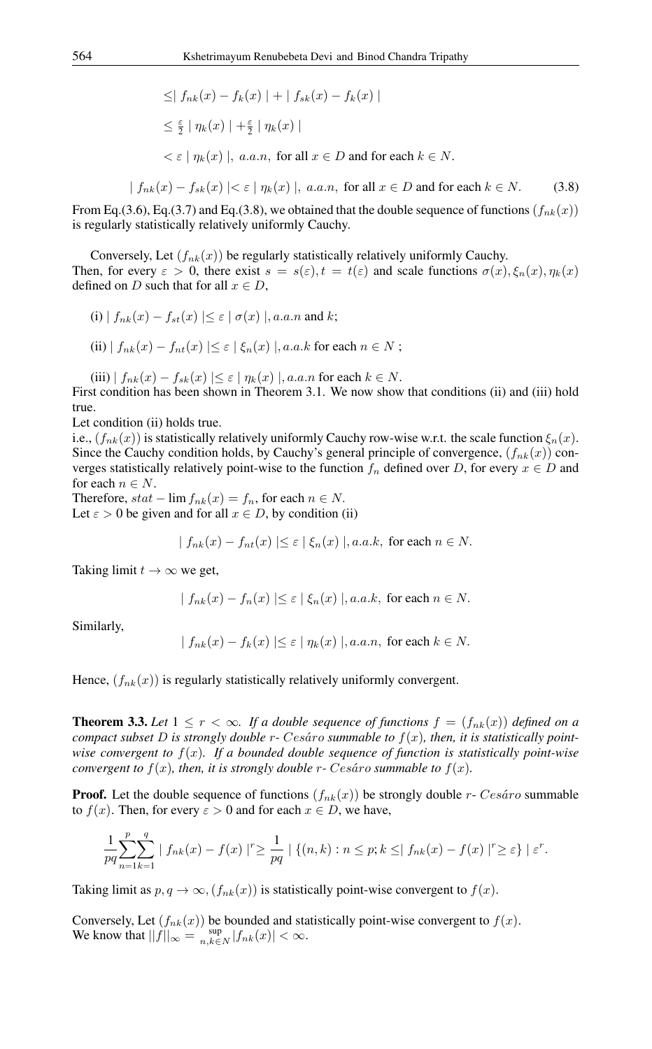$$\leq | f_{nk}(x) - f_k(x) | + | f_{sk}(x) - f_k(x) |$$

$$\leq \tfrac{\varepsilon}{2} | \eta_k(x) | + \tfrac{\varepsilon}{2} | \eta_k(x) |$$

$$< \varepsilon | \eta_k(x) |, \ a.a.n, \text{ for all } x \in D \text{ and for each } k \in N.$$

$$| f_{nk}(x) - f_{sk}(x) | < \varepsilon | \eta_k(x) |, \ a.a.n, \text{ for all } x \in D \text{ and for each } k \in N. \tag{3.8}$$

From Eq.(3.6), Eq.(3.7) and Eq.(3.8), we obtained that the double sequence of functions $(f_{nk}(x))$ is regularly statistically relatively uniformly Cauchy.

Conversely, Let $(f_{nk}(x))$ be regularly statistically relatively uniformly Cauchy.
Then, for every $\varepsilon > 0$, there exist $s = s(\varepsilon), t = t(\varepsilon)$ and scale functions $\sigma(x), \xi_n(x), \eta_k(x)$ defined on $D$ such that for all $x \in D$,

(i) $| f_{nk}(x) - f_{st}(x) | \leq \varepsilon | \sigma(x) |, a.a.n$ and $k$;

(ii) $| f_{nk}(x) - f_{nt}(x) | \leq \varepsilon | \xi_n(x) |, a.a.k$ for each $n \in N$ ;

(iii) $| f_{nk}(x) - f_{sk}(x) | \leq \varepsilon | \eta_k(x) |, a.a.n$ for each $k \in N$.
First condition has been shown in Theorem 3.1. We now show that conditions (ii) and (iii) hold true.
Let condition (ii) holds true.
i.e., $(f_{nk}(x))$ is statistically relatively uniformly Cauchy row-wise w.r.t. the scale function $\xi_n(x)$. Since the Cauchy condition holds, by Cauchy's general principle of convergence, $(f_{nk}(x))$ converges statistically relatively point-wise to the function $f_n$ defined over $D$, for every $x \in D$ and for each $n \in N$.
Therefore, $stat - \lim f_{nk}(x) = f_n$, for each $n \in N$.
Let $\varepsilon > 0$ be given and for all $x \in D$, by condition (ii)

$$| f_{nk}(x) - f_{nt}(x) | \leq \varepsilon | \xi_n(x) |, a.a.k, \text{ for each } n \in N.$$

Taking limit $t \to \infty$ we get,

$$| f_{nk}(x) - f_n(x) | \leq \varepsilon | \xi_n(x) |, a.a.k, \text{ for each } n \in N.$$

Similarly,

$$| f_{nk}(x) - f_k(x) | \leq \varepsilon | \eta_k(x) |, a.a.n, \text{ for each } k \in N.$$

Hence, $(f_{nk}(x))$ is regularly statistically relatively uniformly convergent.

**Theorem 3.3.** *Let $1 \leq r < \infty$. If a double sequence of functions $f = (f_{nk}(x))$ defined on a compact subset $D$ is strongly double $r$- Cesáro summable to $f(x)$, then, it is statistically point-wise convergent to $f(x)$. If a bounded double sequence of function is statistically point-wise convergent to $f(x)$, then, it is strongly double $r$- Cesáro summable to $f(x)$.*

**Proof.** Let the double sequence of functions $(f_{nk}(x))$ be strongly double $r$- $Cesáro$ summable to $f(x)$. Then, for every $\varepsilon > 0$ and for each $x \in D$, we have,

$$\frac{1}{pq}\sum_{n=1}^{p}\sum_{k=1}^{q} | f_{nk}(x) - f(x) |^r \geq \frac{1}{pq} | \{(n,k) : n \leq p; k \leq | f_{nk}(x) - f(x) |^r \geq \varepsilon\} | \varepsilon^r.$$

Taking limit as $p, q \to \infty, (f_{nk}(x))$ is statistically point-wise convergent to $f(x)$.

Conversely, Let $(f_{nk}(x))$ be bounded and statistically point-wise convergent to $f(x)$.
We know that $||f||_\infty = \sup_{n,k \in N} |f_{nk}(x)| < \infty$.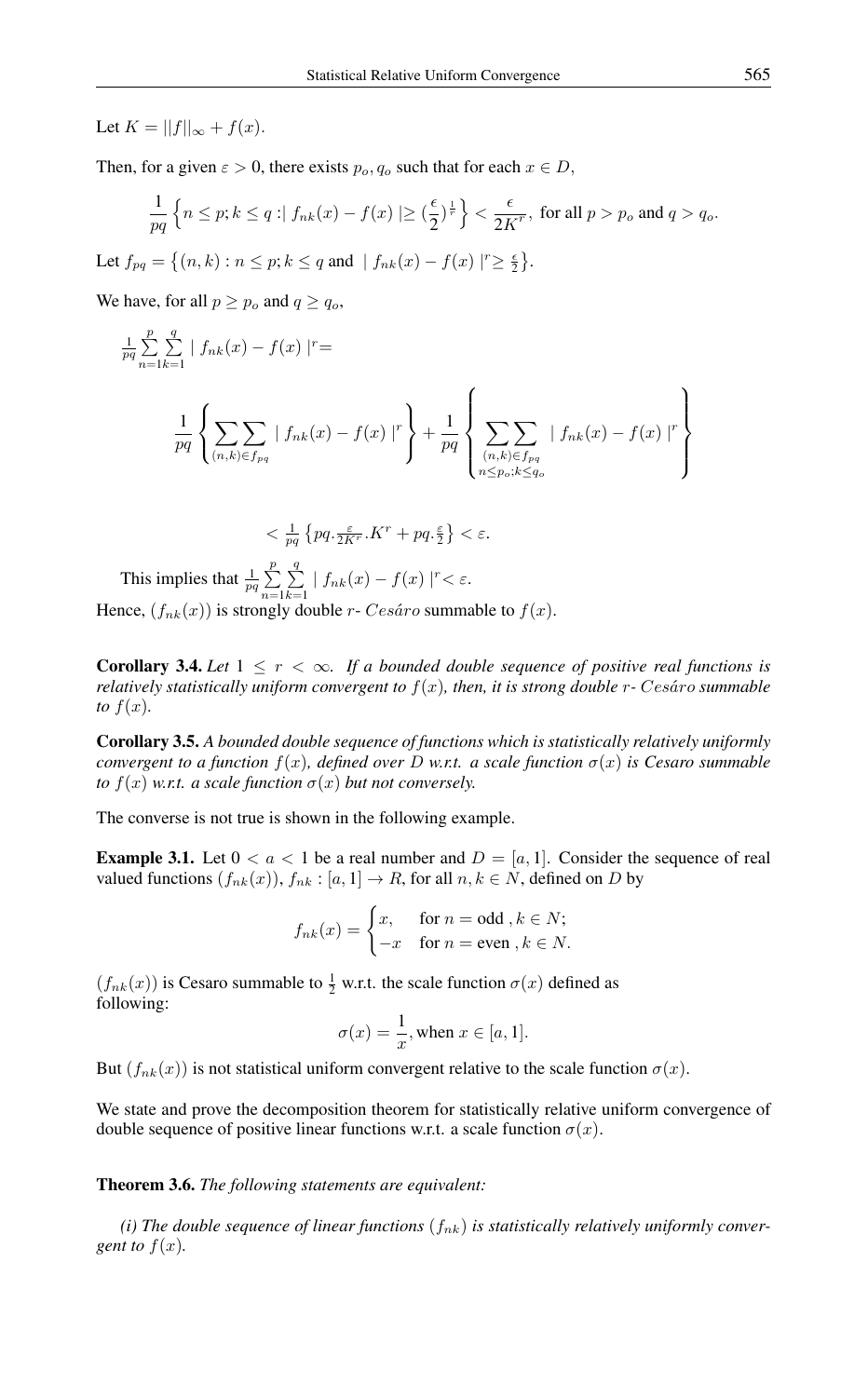Let $K = ||f||_\infty + f(x)$.

Then, for a given $\varepsilon > 0$, there exists $p_o, q_o$ such that for each $x \in D$,

$$\frac{1}{pq}\left\{n \le p; k \le q : \mid f_{nk}(x) - f(x) \mid \ge (\frac{\epsilon}{2})^{\frac{1}{r}}\right\} < \frac{\epsilon}{2K^r}, \text{ for all } p > p_o \text{ and } q > q_o.$$

Let $f_{pq} = \left\{(n,k) : n \le p; k \le q \text{ and } \mid f_{nk}(x) - f(x) \mid^r \ge \frac{\epsilon}{2}\right\}$.

We have, for all $p \ge p_o$ and $q \ge q_o$,

$$\frac{1}{pq}\sum_{n=1}^{p}\sum_{k=1}^{q} \mid f_{nk}(x) - f(x) \mid^r =$$

$$\frac{1}{pq}\left\{\sum\sum_{(n,k)\in f_{pq}} \mid f_{nk}(x) - f(x) \mid^r\right\} + \frac{1}{pq}\left\{\sum\sum_{\substack{(n,k)\in f_{pq} \\ n \le p_o; k \le q_o}} \mid f_{nk}(x) - f(x) \mid^r\right\}$$

$$< \frac{1}{pq}\left\{pq.\frac{\varepsilon}{2K^r}.K^r + pq.\frac{\varepsilon}{2}\right\} < \varepsilon.$$

This implies that $\frac{1}{pq}\sum_{n=1}^{p}\sum_{k=1}^{q} \mid f_{nk}(x) - f(x) \mid^r < \varepsilon$.

Hence, $(f_{nk}(x))$ is strongly double $r$- $Ces\acute{a}ro$ summable to $f(x)$.

**Corollary 3.4.** *Let $1 \le r < \infty$. If a bounded double sequence of positive real functions is relatively statistically uniform convergent to $f(x)$, then, it is strong double $r$- $Ces\acute{a}ro$ summable to $f(x)$.*

**Corollary 3.5.** *A bounded double sequence of functions which is statistically relatively uniformly convergent to a function $f(x)$, defined over $D$ w.r.t. a scale function $\sigma(x)$ is Cesaro summable to $f(x)$ w.r.t. a scale function $\sigma(x)$ but not conversely.*

The converse is not true is shown in the following example.

**Example 3.1.** Let $0 < a < 1$ be a real number and $D = [a, 1]$. Consider the sequence of real valued functions $(f_{nk}(x))$, $f_{nk} : [a, 1] \to R$, for all $n, k \in N$, defined on $D$ by

$$f_{nk}(x) = \begin{cases} x, & \text{for } n = \text{odd }, k \in N; \\ -x & \text{for } n = \text{even }, k \in N. \end{cases}$$

$(f_{nk}(x))$ is Cesaro summable to $\frac{1}{2}$ w.r.t. the scale function $\sigma(x)$ defined as following:

$$\sigma(x) = \frac{1}{x}, \text{when } x \in [a, 1].$$

But $(f_{nk}(x))$ is not statistical uniform convergent relative to the scale function $\sigma(x)$.

We state and prove the decomposition theorem for statistically relative uniform convergence of double sequence of positive linear functions w.r.t. a scale function $\sigma(x)$.

**Theorem 3.6.** *The following statements are equivalent:*

*(i) The double sequence of linear functions $(f_{nk})$ is statistically relatively uniformly convergent to $f(x)$.*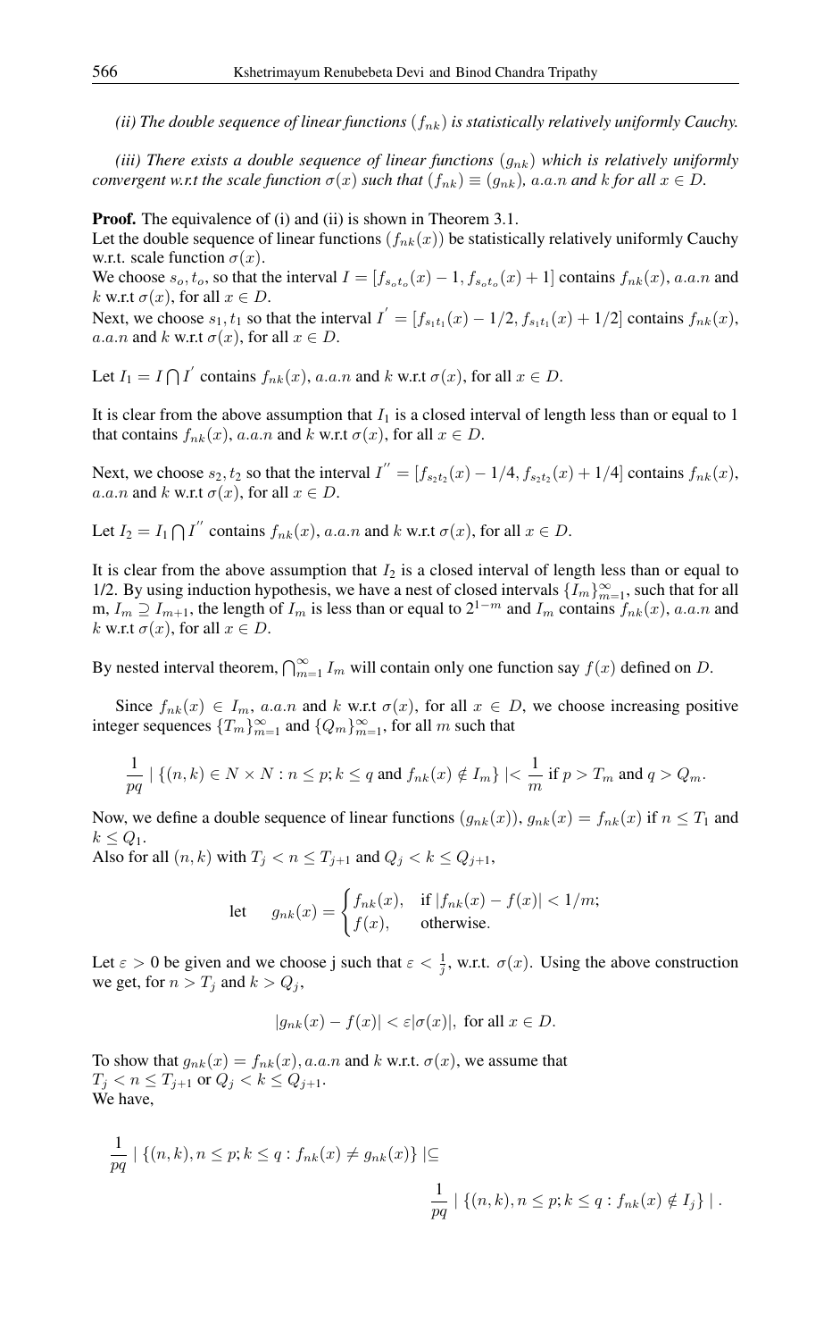*(ii) The double sequence of linear functions $(f_{nk})$ is statistically relatively uniformly Cauchy.*

*(iii) There exists a double sequence of linear functions $(g_{nk})$ which is relatively uniformly convergent w.r.t the scale function $\sigma(x)$ such that $(f_{nk}) \equiv (g_{nk})$, $a.a.n$ and $k$ for all $x \in D$.*

**Proof.** The equivalence of (i) and (ii) is shown in Theorem 3.1.
Let the double sequence of linear functions $(f_{nk}(x))$ be statistically relatively uniformly Cauchy w.r.t. scale function $\sigma(x)$.
We choose $s_o, t_o$, so that the interval $I = [f_{s_o t_o}(x) - 1, f_{s_o t_o}(x) + 1]$ contains $f_{nk}(x)$, $a.a.n$ and $k$ w.r.t $\sigma(x)$, for all $x \in D$.
Next, we choose $s_1, t_1$ so that the interval $I^{'} = [f_{s_1 t_1}(x) - 1/2, f_{s_1 t_1}(x) + 1/2]$ contains $f_{nk}(x)$, $a.a.n$ and $k$ w.r.t $\sigma(x)$, for all $x \in D$.

Let $I_1 = I \bigcap I^{'}$ contains $f_{nk}(x)$, $a.a.n$ and $k$ w.r.t $\sigma(x)$, for all $x \in D$.

It is clear from the above assumption that $I_1$ is a closed interval of length less than or equal to 1 that contains $f_{nk}(x)$, $a.a.n$ and $k$ w.r.t $\sigma(x)$, for all $x \in D$.

Next, we choose $s_2, t_2$ so that the interval $I^{''} = [f_{s_2 t_2}(x) - 1/4, f_{s_2 t_2}(x) + 1/4]$ contains $f_{nk}(x)$, $a.a.n$ and $k$ w.r.t $\sigma(x)$, for all $x \in D$.

Let $I_2 = I_1 \bigcap I^{''}$ contains $f_{nk}(x)$, $a.a.n$ and $k$ w.r.t $\sigma(x)$, for all $x \in D$.

It is clear from the above assumption that $I_2$ is a closed interval of length less than or equal to 1/2. By using induction hypothesis, we have a nest of closed intervals $\{I_m\}_{m=1}^{\infty}$, such that for all m, $I_m \supseteq I_{m+1}$, the length of $I_m$ is less than or equal to $2^{1-m}$ and $I_m$ contains $f_{nk}(x)$, $a.a.n$ and $k$ w.r.t $\sigma(x)$, for all $x \in D$.

By nested interval theorem, $\bigcap_{m=1}^{\infty} I_m$ will contain only one function say $f(x)$ defined on $D$.

Since $f_{nk}(x) \in I_m$, $a.a.n$ and $k$ w.r.t $\sigma(x)$, for all $x \in D$, we choose increasing positive integer sequences $\{T_m\}_{m=1}^{\infty}$ and $\{Q_m\}_{m=1}^{\infty}$, for all $m$ such that

$$\frac{1}{pq} \mid \{(n,k) \in N \times N : n \leq p; k \leq q \text{ and } f_{nk}(x) \notin I_m\} \mid < \frac{1}{m} \text{ if } p > T_m \text{ and } q > Q_m.$$

Now, we define a double sequence of linear functions $(g_{nk}(x))$, $g_{nk}(x) = f_{nk}(x)$ if $n \leq T_1$ and $k \leq Q_1$.
Also for all $(n,k)$ with $T_j < n \leq T_{j+1}$ and $Q_j < k \leq Q_{j+1}$,

$$\text{let} \quad g_{nk}(x) = \begin{cases} f_{nk}(x), & \text{if } |f_{nk}(x) - f(x)| < 1/m; \\ f(x), & \text{otherwise.} \end{cases}$$

Let $\varepsilon > 0$ be given and we choose j such that $\varepsilon < \frac{1}{j}$, w.r.t. $\sigma(x)$. Using the above construction we get, for $n > T_j$ and $k > Q_j$,

$$|g_{nk}(x) - f(x)| < \varepsilon |\sigma(x)|, \text{ for all } x \in D.$$

To show that $g_{nk}(x) = f_{nk}(x)$, $a.a.n$ and $k$ w.r.t. $\sigma(x)$, we assume that
$T_j < n \leq T_{j+1}$ or $Q_j < k \leq Q_{j+1}$.
We have,

$$\frac{1}{pq} \mid \{(n,k), n \leq p; k \leq q : f_{nk}(x) \neq g_{nk}(x)\} \mid \subseteq \frac{1}{pq} \mid \{(n,k), n \leq p; k \leq q : f_{nk}(x) \notin I_j\} \mid .$$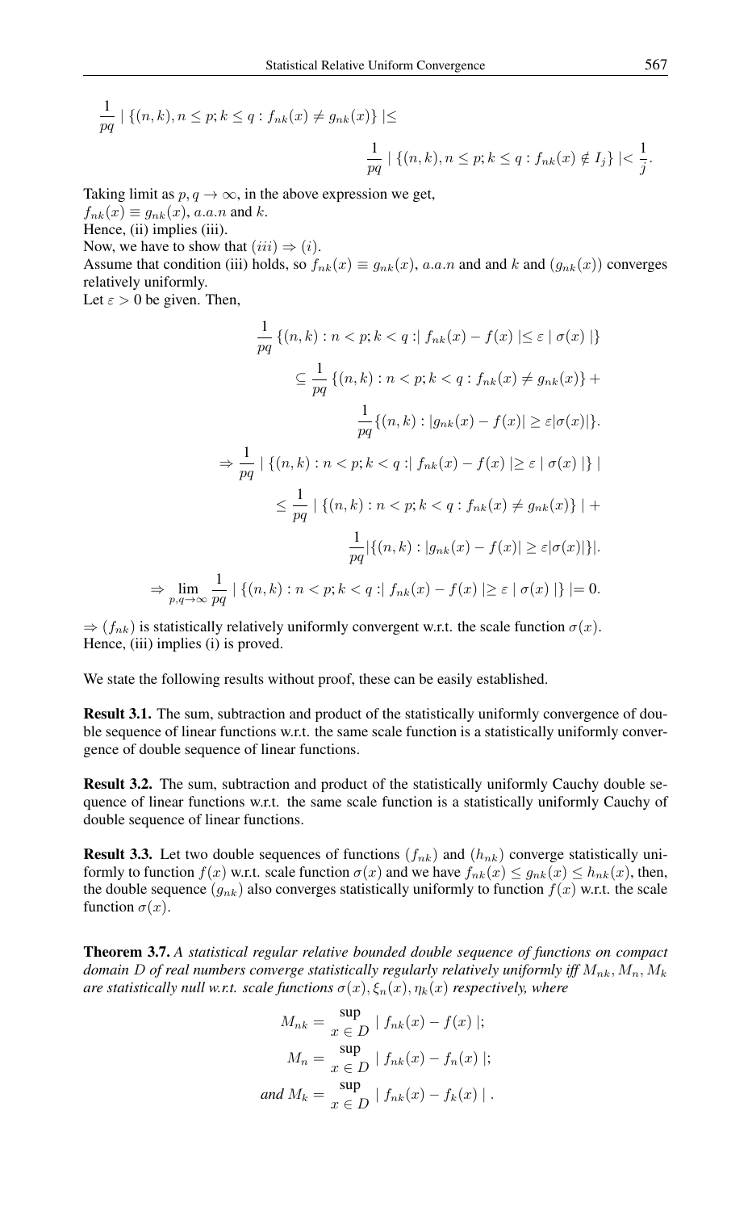$$\frac{1}{pq} \mid \{(n,k), n \leq p; k \leq q : f_{nk}(x) \neq g_{nk}(x)\} \mid \leq$$

$$\frac{1}{pq} \mid \{(n,k), n \leq p; k \leq q : f_{nk}(x) \notin I_j\} \mid < \frac{1}{j}.$$

Taking limit as $p, q \to \infty$, in the above expression we get,
$f_{nk}(x) \equiv g_{nk}(x)$, $a.a.n$ and $k$.
Hence, (ii) implies (iii).
Now, we have to show that $(iii) \Rightarrow (i)$.
Assume that condition (iii) holds, so $f_{nk}(x) \equiv g_{nk}(x)$, $a.a.n$ and and $k$ and $(g_{nk}(x))$ converges relatively uniformly.
Let $\varepsilon > 0$ be given. Then,

$$\frac{1}{pq} \{(n,k) : n < p; k < q : \mid f_{nk}(x) - f(x) \mid \leq \varepsilon \mid \sigma(x) \mid\}$$

$$\subseteq \frac{1}{pq} \{(n,k) : n < p; k < q : f_{nk}(x) \neq g_{nk}(x)\} +$$

$$\frac{1}{pq} \{(n,k) : |g_{nk}(x) - f(x)| \geq \varepsilon |\sigma(x)|\}.$$

$$\Rightarrow \frac{1}{pq} \mid \{(n,k) : n < p; k < q : \mid f_{nk}(x) - f(x) \mid \geq \varepsilon \mid \sigma(x) \mid\} \mid$$

$$\leq \frac{1}{pq} \mid \{(n,k) : n < p; k < q : f_{nk}(x) \neq g_{nk}(x)\} \mid +$$

$$\frac{1}{pq} |\{(n,k) : |g_{nk}(x) - f(x)| \geq \varepsilon |\sigma(x)|\}|.$$

$$\Rightarrow \lim_{p,q \to \infty} \frac{1}{pq} \mid \{(n,k) : n < p; k < q : \mid f_{nk}(x) - f(x) \mid \geq \varepsilon \mid \sigma(x) \mid\} \mid = 0.$$

$\Rightarrow (f_{nk})$ is statistically relatively uniformly convergent w.r.t. the scale function $\sigma(x)$.
Hence, (iii) implies (i) is proved.

We state the following results without proof, these can be easily established.

**Result 3.1.** The sum, subtraction and product of the statistically uniformly convergence of double sequence of linear functions w.r.t. the same scale function is a statistically uniformly convergence of double sequence of linear functions.

**Result 3.2.** The sum, subtraction and product of the statistically uniformly Cauchy double sequence of linear functions w.r.t. the same scale function is a statistically uniformly Cauchy of double sequence of linear functions.

**Result 3.3.** Let two double sequences of functions $(f_{nk})$ and $(h_{nk})$ converge statistically uniformly to function $f(x)$ w.r.t. scale function $\sigma(x)$ and we have $f_{nk}(x) \leq g_{nk}(x) \leq h_{nk}(x)$, then, the double sequence $(g_{nk})$ also converges statistically uniformly to function $f(x)$ w.r.t. the scale function $\sigma(x)$.

**Theorem 3.7.** *A statistical regular relative bounded double sequence of functions on compact domain $D$ of real numbers converge statistically regularly relatively uniformly iff $M_{nk}, M_n, M_k$ are statistically null w.r.t. scale functions $\sigma(x), \xi_n(x), \eta_k(x)$ respectively, where*

$$M_{nk} = \sup_{x \in D} \mid f_{nk}(x) - f(x) \mid;$$

$$M_n = \sup_{x \in D} \mid f_{nk}(x) - f_n(x) \mid;$$

$$\textit{and } M_k = \sup_{x \in D} \mid f_{nk}(x) - f_k(x) \mid.$$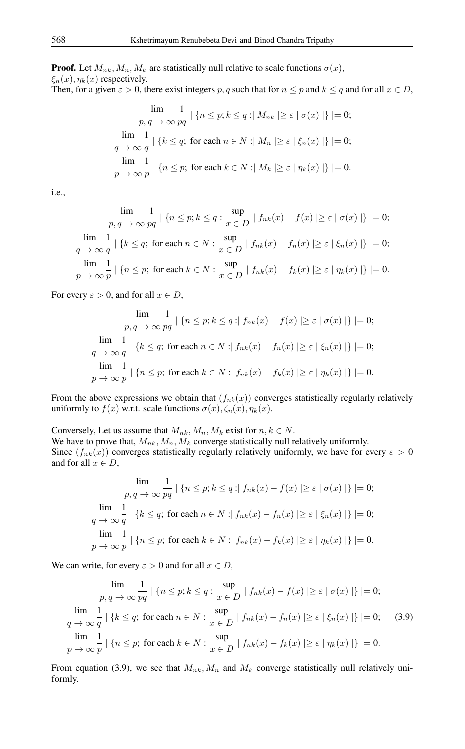**Proof.** Let $M_{nk}, M_n, M_k$ are statistically null relative to scale functions $\sigma(x)$, $\xi_n(x), \eta_k(x)$ respectively.
Then, for a given $\varepsilon > 0$, there exist integers $p, q$ such that for $n \leq p$ and $k \leq q$ and for all $x \in D$,

$$\lim_{p,q \to \infty} \frac{1}{pq} \mid \{n \leq p; k \leq q : \mid M_{nk} \mid \geq \varepsilon \mid \sigma(x) \mid\} \mid = 0;$$

$$\lim_{q \to \infty} \frac{1}{q} \mid \{k \leq q; \text{ for each } n \in N : \mid M_n \mid \geq \varepsilon \mid \xi_n(x) \mid\} \mid = 0;$$

$$\lim_{p \to \infty} \frac{1}{p} \mid \{n \leq p; \text{ for each } k \in N : \mid M_k \mid \geq \varepsilon \mid \eta_k(x) \mid\} \mid = 0.$$

i.e.,

$$\lim_{p,q \to \infty} \frac{1}{pq} \mid \{n \leq p; k \leq q : \sup_{x \in D} \mid f_{nk}(x) - f(x) \mid \geq \varepsilon \mid \sigma(x) \mid\} \mid = 0;$$

$$\lim_{q \to \infty} \frac{1}{q} \mid \{k \leq q; \text{ for each } n \in N : \sup_{x \in D} \mid f_{nk}(x) - f_n(x) \mid \geq \varepsilon \mid \xi_n(x) \mid\} \mid = 0;$$

$$\lim_{p \to \infty} \frac{1}{p} \mid \{n \leq p; \text{ for each } k \in N : \sup_{x \in D} \mid f_{nk}(x) - f_k(x) \mid \geq \varepsilon \mid \eta_k(x) \mid\} \mid = 0.$$

For every $\varepsilon > 0$, and for all $x \in D$,

$$\lim_{p,q \to \infty} \frac{1}{pq} \mid \{n \leq p; k \leq q : \mid f_{nk}(x) - f(x) \mid \geq \varepsilon \mid \sigma(x) \mid\} \mid = 0;$$

$$\lim_{q \to \infty} \frac{1}{q} \mid \{k \leq q; \text{ for each } n \in N : \mid f_{nk}(x) - f_n(x) \mid \geq \varepsilon \mid \xi_n(x) \mid\} \mid = 0;$$

$$\lim_{p \to \infty} \frac{1}{p} \mid \{n \leq p; \text{ for each } k \in N : \mid f_{nk}(x) - f_k(x) \mid \geq \varepsilon \mid \eta_k(x) \mid\} \mid = 0.$$

From the above expressions we obtain that $(f_{nk}(x))$ converges statistically regularly relatively uniformly to $f(x)$ w.r.t. scale functions $\sigma(x), \zeta_n(x), \eta_k(x)$.

Conversely, Let us assume that $M_{nk}, M_n, M_k$ exist for $n, k \in N$.
We have to prove that, $M_{nk}, M_n, M_k$ converge statistically null relatively uniformly.
Since $(f_{nk}(x))$ converges statistically regularly relatively uniformly, we have for every $\varepsilon > 0$ and for all $x \in D$,

$$\lim_{p,q \to \infty} \frac{1}{pq} \mid \{n \leq p; k \leq q : \mid f_{nk}(x) - f(x) \mid \geq \varepsilon \mid \sigma(x) \mid\} \mid = 0;$$

$$\lim_{q \to \infty} \frac{1}{q} \mid \{k \leq q; \text{ for each } n \in N : \mid f_{nk}(x) - f_n(x) \mid \geq \varepsilon \mid \xi_n(x) \mid\} \mid = 0;$$

$$\lim_{p \to \infty} \frac{1}{p} \mid \{n \leq p; \text{ for each } k \in N : \mid f_{nk}(x) - f_k(x) \mid \geq \varepsilon \mid \eta_k(x) \mid\} \mid = 0.$$

We can write, for every $\varepsilon > 0$ and for all $x \in D$,

$$\begin{aligned}
&\lim_{p,q \to \infty} \frac{1}{pq} \mid \{n \leq p; k \leq q : \sup_{x \in D} \mid f_{nk}(x) - f(x) \mid \geq \varepsilon \mid \sigma(x) \mid\} \mid = 0;\\
&\lim_{q \to \infty} \frac{1}{q} \mid \{k \leq q; \text{ for each } n \in N : \sup_{x \in D} \mid f_{nk}(x) - f_n(x) \mid \geq \varepsilon \mid \xi_n(x) \mid\} \mid = 0; \qquad (3.9)\\
&\lim_{p \to \infty} \frac{1}{p} \mid \{n \leq p; \text{ for each } k \in N : \sup_{x \in D} \mid f_{nk}(x) - f_k(x) \mid \geq \varepsilon \mid \eta_k(x) \mid\} \mid = 0.
\end{aligned}$$

From equation (3.9), we see that $M_{nk}, M_n$ and $M_k$ converge statistically null relatively uniformly.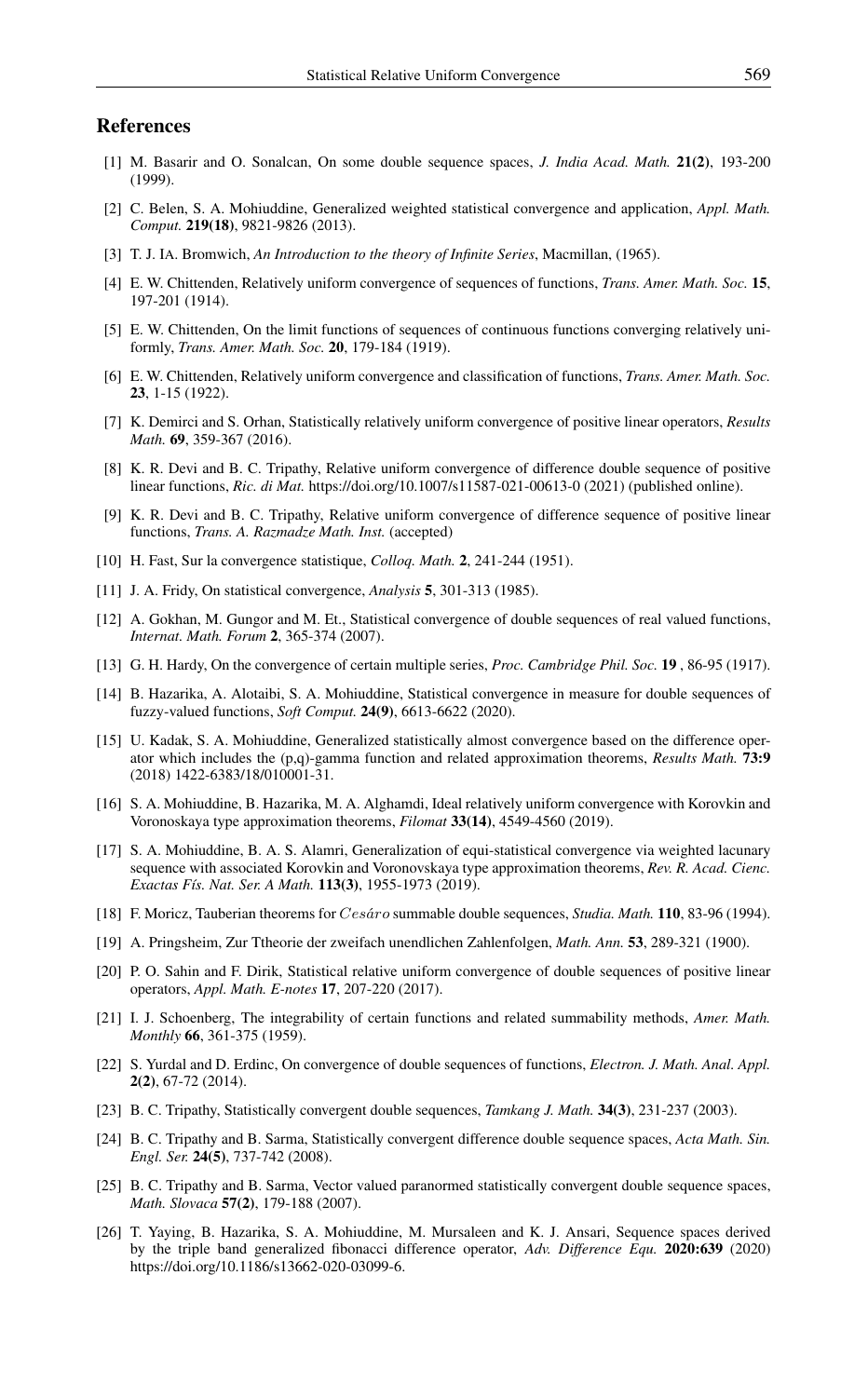## References

[1] M. Basarir and O. Sonalcan, On some double sequence spaces, *J. India Acad. Math.* **21(2)**, 193-200 (1999).

[2] C. Belen, S. A. Mohiuddine, Generalized weighted statistical convergence and application, *Appl. Math. Comput.* **219(18)**, 9821-9826 (2013).

[3] T. J. IA. Bromwich, *An Introduction to the theory of Infinite Series*, Macmillan, (1965).

[4] E. W. Chittenden, Relatively uniform convergence of sequences of functions, *Trans. Amer. Math. Soc.* **15**, 197-201 (1914).

[5] E. W. Chittenden, On the limit functions of sequences of continuous functions converging relatively uniformly, *Trans. Amer. Math. Soc.* **20**, 179-184 (1919).

[6] E. W. Chittenden, Relatively uniform convergence and classification of functions, *Trans. Amer. Math. Soc.* **23**, 1-15 (1922).

[7] K. Demirci and S. Orhan, Statistically relatively uniform convergence of positive linear operators, *Results Math.* **69**, 359-367 (2016).

[8] K. R. Devi and B. C. Tripathy, Relative uniform convergence of difference double sequence of positive linear functions, *Ric. di Mat.* https://doi.org/10.1007/s11587-021-00613-0 (2021) (published online).

[9] K. R. Devi and B. C. Tripathy, Relative uniform convergence of difference sequence of positive linear functions, *Trans. A. Razmadze Math. Inst.* (accepted)

[10] H. Fast, Sur la convergence statistique, *Colloq. Math.* **2**, 241-244 (1951).

[11] J. A. Fridy, On statistical convergence, *Analysis* **5**, 301-313 (1985).

[12] A. Gokhan, M. Gungor and M. Et., Statistical convergence of double sequences of real valued functions, *Internat. Math. Forum* **2**, 365-374 (2007).

[13] G. H. Hardy, On the convergence of certain multiple series, *Proc. Cambridge Phil. Soc.* **19** , 86-95 (1917).

[14] B. Hazarika, A. Alotaibi, S. A. Mohiuddine, Statistical convergence in measure for double sequences of fuzzy-valued functions, *Soft Comput.* **24(9)**, 6613-6622 (2020).

[15] U. Kadak, S. A. Mohiuddine, Generalized statistically almost convergence based on the difference operator which includes the (p,q)-gamma function and related approximation theorems, *Results Math.* **73:9** (2018) 1422-6383/18/010001-31.

[16] S. A. Mohiuddine, B. Hazarika, M. A. Alghamdi, Ideal relatively uniform convergence with Korovkin and Voronoskaya type approximation theorems, *Filomat* **33(14)**, 4549-4560 (2019).

[17] S. A. Mohiuddine, B. A. S. Alamri, Generalization of equi-statistical convergence via weighted lacunary sequence with associated Korovkin and Voronovskaya type approximation theorems, *Rev. R. Acad. Cienc. Exactas Fís. Nat. Ser. A Math.* **113(3)**, 1955-1973 (2019).

[18] F. Moricz, Tauberian theorems for $Ces\acute{a}ro$ summable double sequences, *Studia. Math.* **110**, 83-96 (1994).

[19] A. Pringsheim, Zur Ttheorie der zweifach unendlichen Zahlenfolgen, *Math. Ann.* **53**, 289-321 (1900).

[20] P. O. Sahin and F. Dirik, Statistical relative uniform convergence of double sequences of positive linear operators, *Appl. Math. E-notes* **17**, 207-220 (2017).

[21] I. J. Schoenberg, The integrability of certain functions and related summability methods, *Amer. Math. Monthly* **66**, 361-375 (1959).

[22] S. Yurdal and D. Erdinc, On convergence of double sequences of functions, *Electron. J. Math. Anal. Appl.* **2(2)**, 67-72 (2014).

[23] B. C. Tripathy, Statistically convergent double sequences, *Tamkang J. Math.* **34(3)**, 231-237 (2003).

[24] B. C. Tripathy and B. Sarma, Statistically convergent difference double sequence spaces, *Acta Math. Sin. Engl. Ser.* **24(5)**, 737-742 (2008).

[25] B. C. Tripathy and B. Sarma, Vector valued paranormed statistically convergent double sequence spaces, *Math. Slovaca* **57(2)**, 179-188 (2007).

[26] T. Yaying, B. Hazarika, S. A. Mohiuddine, M. Mursaleen and K. J. Ansari, Sequence spaces derived by the triple band generalized fibonacci difference operator, *Adv. Difference Equ.* **2020:639** (2020) https://doi.org/10.1186/s13662-020-03099-6.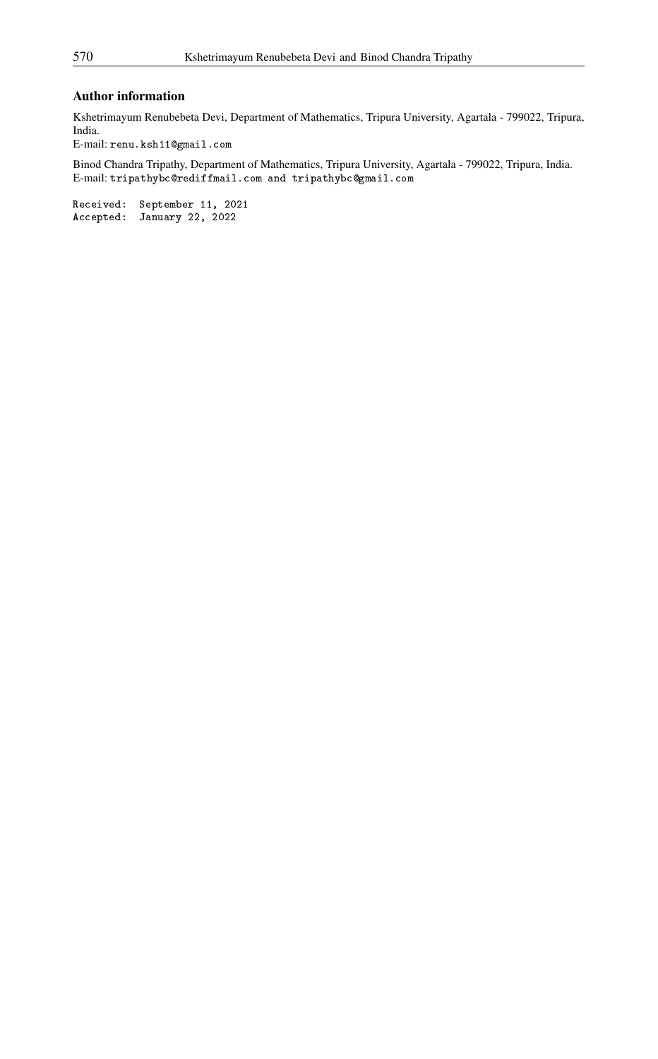### Author information

Kshetrimayum Renubebeta Devi, Department of Mathematics, Tripura University, Agartala - 799022, Tripura, India.
E-mail: renu.ksh11@gmail.com

Binod Chandra Tripathy, Department of Mathematics, Tripura University, Agartala - 799022, Tripura, India.
E-mail: tripathybc@rediffmail.com and tripathybc@gmail.com

Received: September 11, 2021
Accepted: January 22, 2022